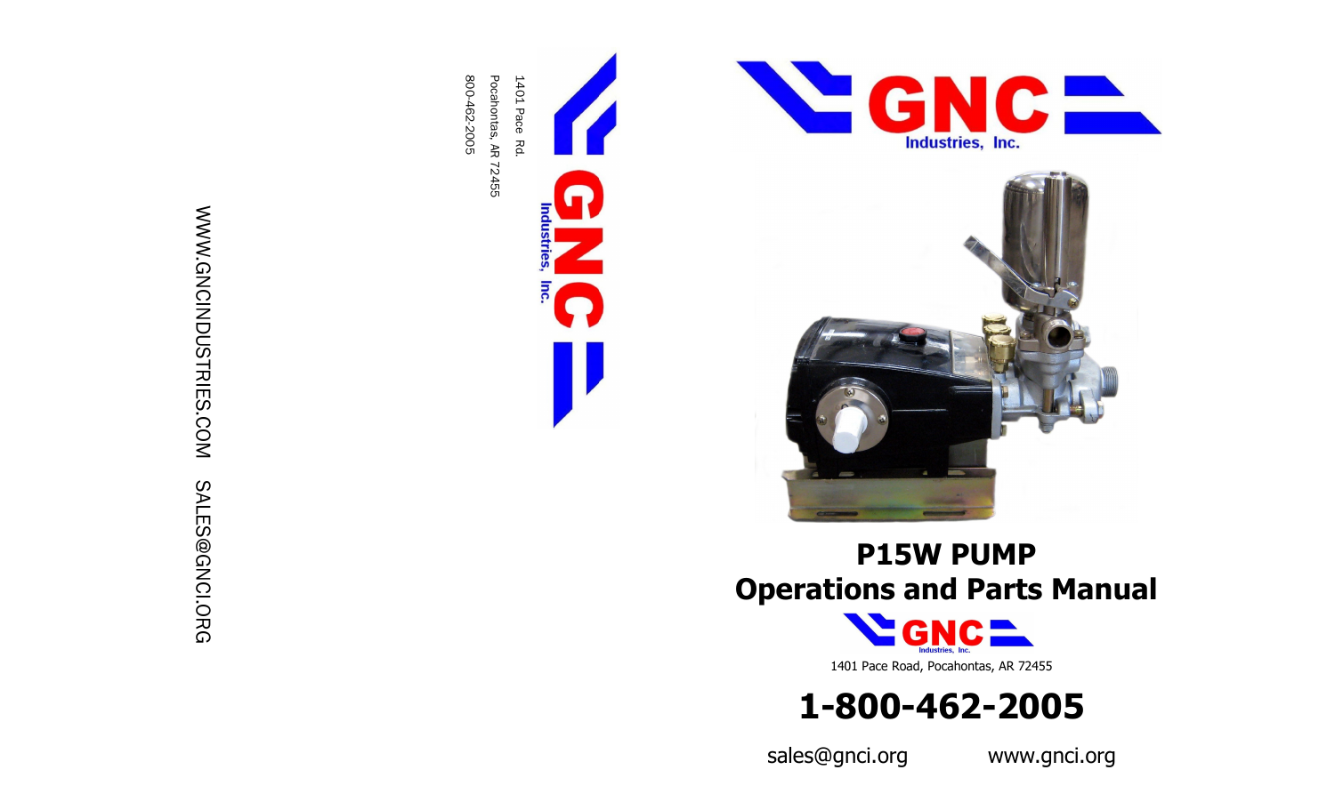WWW.GNCINDUSTRIES.COM SALES@GNCI.ORG

GNC Industries, Inc.

1401 Pace Rd.
Pocahontas, AR 72455
800-462-2005

GNC Industries, Inc.

# P15W PUMP
# Operations and Parts Manual

GNC Industries, Inc.

1401 Pace Road, Pocahontas, AR 72455

## 1-800-462-2005

sales@gnci.org www.gnci.org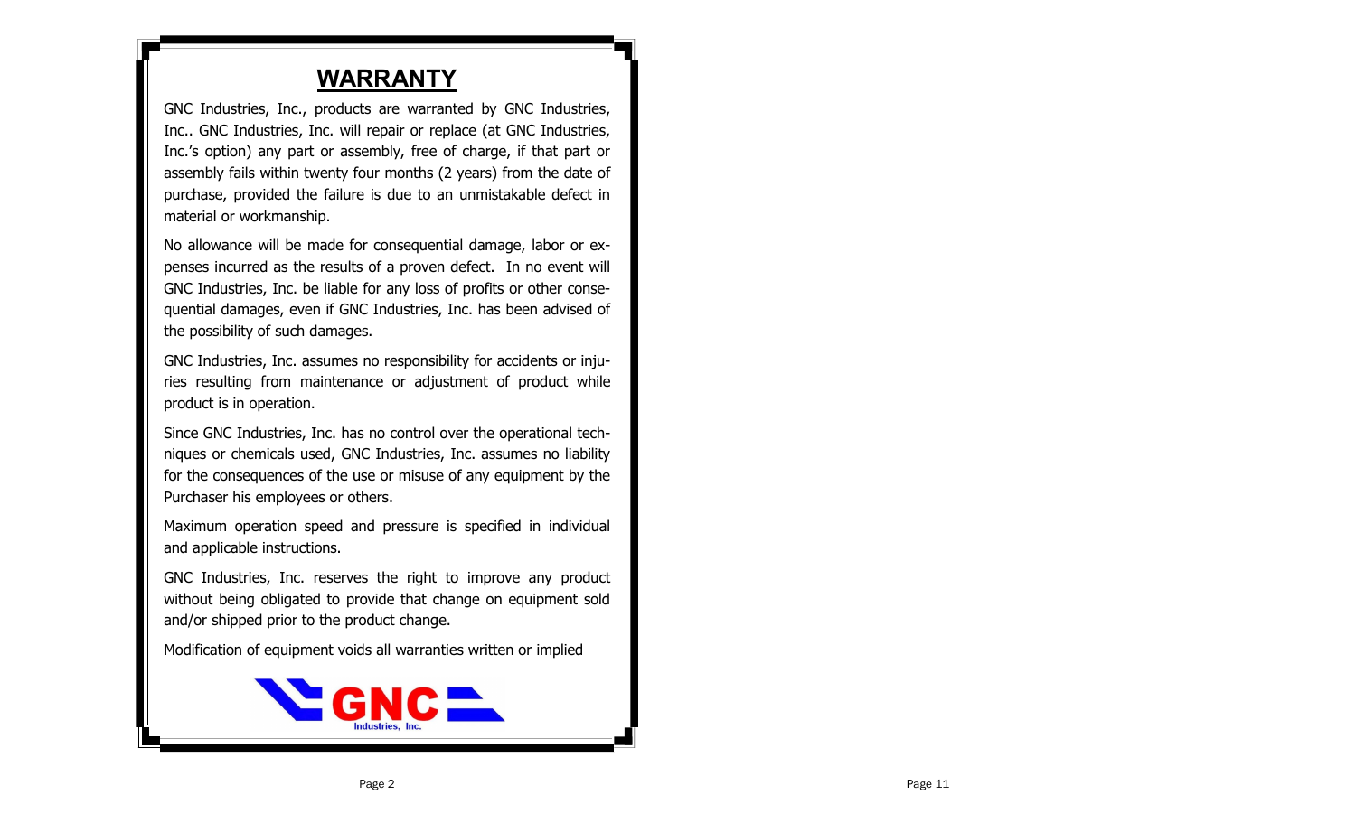# WARRANTY

GNC Industries, Inc., products are warranted by GNC Industries, Inc.. GNC Industries, Inc. will repair or replace (at GNC Industries, Inc.'s option) any part or assembly, free of charge, if that part or assembly fails within twenty four months (2 years) from the date of purchase, provided the failure is due to an unmistakable defect in material or workmanship.

No allowance will be made for consequential damage, labor or expenses incurred as the results of a proven defect. In no event will GNC Industries, Inc. be liable for any loss of profits or other consequential damages, even if GNC Industries, Inc. has been advised of the possibility of such damages.

GNC Industries, Inc. assumes no responsibility for accidents or injuries resulting from maintenance or adjustment of product while product is in operation.

Since GNC Industries, Inc. has no control over the operational techniques or chemicals used, GNC Industries, Inc. assumes no liability for the consequences of the use or misuse of any equipment by the Purchaser his employees or others.

Maximum operation speed and pressure is specified in individual and applicable instructions.

GNC Industries, Inc. reserves the right to improve any product without being obligated to provide that change on equipment sold and/or shipped prior to the product change.

Modification of equipment voids all warranties written or implied

GNC Industries, Inc.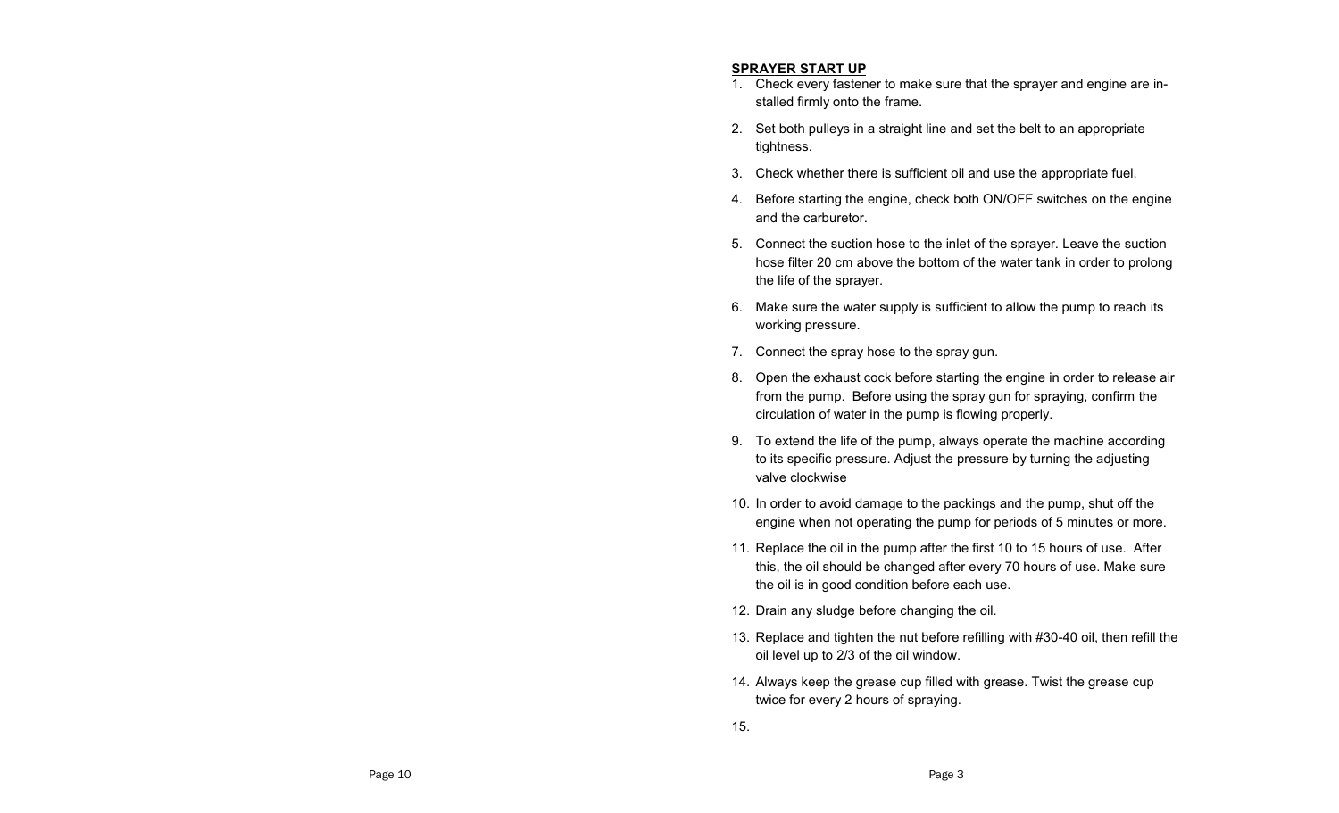**SPRAYER START UP**

1. Check every fastener to make sure that the sprayer and engine are installed firmly onto the frame.
2. Set both pulleys in a straight line and set the belt to an appropriate tightness.
3. Check whether there is sufficient oil and use the appropriate fuel.
4. Before starting the engine, check both ON/OFF switches on the engine and the carburetor.
5. Connect the suction hose to the inlet of the sprayer. Leave the suction hose filter 20 cm above the bottom of the water tank in order to prolong the life of the sprayer.
6. Make sure the water supply is sufficient to allow the pump to reach its working pressure.
7. Connect the spray hose to the spray gun.
8. Open the exhaust cock before starting the engine in order to release air from the pump. Before using the spray gun for spraying, confirm the circulation of water in the pump is flowing properly.
9. To extend the life of the pump, always operate the machine according to its specific pressure. Adjust the pressure by turning the adjusting valve clockwise
10. In order to avoid damage to the packings and the pump, shut off the engine when not operating the pump for periods of 5 minutes or more.
11. Replace the oil in the pump after the first 10 to 15 hours of use. After this, the oil should be changed after every 70 hours of use. Make sure the oil is in good condition before each use.
12. Drain any sludge before changing the oil.
13. Replace and tighten the nut before refilling with #30-40 oil, then refill the oil level up to 2/3 of the oil window.
14. Always keep the grease cup filled with grease. Twist the grease cup twice for every 2 hours of spraying.
15.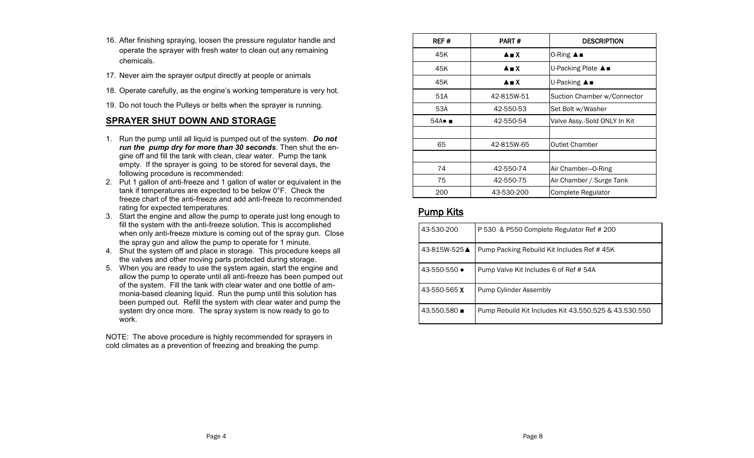16. After finishing spraying, loosen the pressure regulator handle and operate the sprayer with fresh water to clean out any remaining chemicals.
17. Never aim the sprayer output directly at people or animals
18. Operate carefully, as the engine's working temperature is very hot.
19. Do not touch the Pulleys or belts when the sprayer is running.

## SPRAYER SHUT DOWN AND STORAGE

1. Run the pump until all liquid is pumped out of the system. ***Do not run the pump dry for more than 30 seconds***. Then shut the engine off and fill the tank with clean, clear water. Pump the tank empty. If the sprayer is going to be stored for several days, the following procedure is recommended:
2. Put 1 gallon of anti-freeze and 1 gallon of water or equivalent in the tank if temperatures are expected to be below 0°F. Check the freeze chart of the anti-freeze and add anti-freeze to recommended rating for expected temperatures.
3. Start the engine and allow the pump to operate just long enough to fill the system with the anti-freeze solution. This is accomplished when only anti-freeze mixture is coming out of the spray gun. Close the spray gun and allow the pump to operate for 1 minute.
4. Shut the system off and place in storage. This procedure keeps all the valves and other moving parts protected during storage.
5. When you are ready to use the system again, start the engine and allow the pump to operate until all anti-freeze has been pumped out of the system. Fill the tank with clear water and one bottle of ammonia-based cleaning liquid. Run the pump until this solution has been pumped out. Refill the system with clear water and pump the system dry once more. The spray system is now ready to go to work.

NOTE: The above procedure is highly recommended for sprayers in cold climates as a prevention of freezing and breaking the pump.

| REF # | PART # | DESCRIPTION |
|---|---|---|
| 45K | ▲■X | O-Ring ▲■ |
| 45K | ▲■X | U-Packing Plate ▲■ |
| 45K | ▲■X | U-Packing ▲■ |
| 51A | 42-815W-51 | Suction Chamber w/Connector |
| 53A | 42-550-53 | Set Bolt w/Washer |
| 54A● ■ | 42-550-54 | Valve Assy.-Sold ONLY In Kit |
| | | |
| 65 | 42-815W-65 | Outlet Chamber |
| | | |
| 74 | 42-550-74 | Air Chamber—O-Ring |
| 75 | 42-550-75 | Air Chamber / Surge Tank |
| 200 | 43-530-200 | Complete Regulator |

## Pump Kits

| | |
|---|---|
| 43-530-200 | P 530 & P550 Complete Regulator Ref # 200 |
| 43-815W-525▲ | Pump Packing Rebuild Kit Includes Ref # 45K |
| 43-550-550 ● | Pump Valve Kit Includes 6 of Ref # 54A |
| 43-550-565 X | Pump Cylinder Assembly |
| 43.550.580 ■ | Pump Rebuild Kit Includes Kit 43.550.525 & 43.530.550 |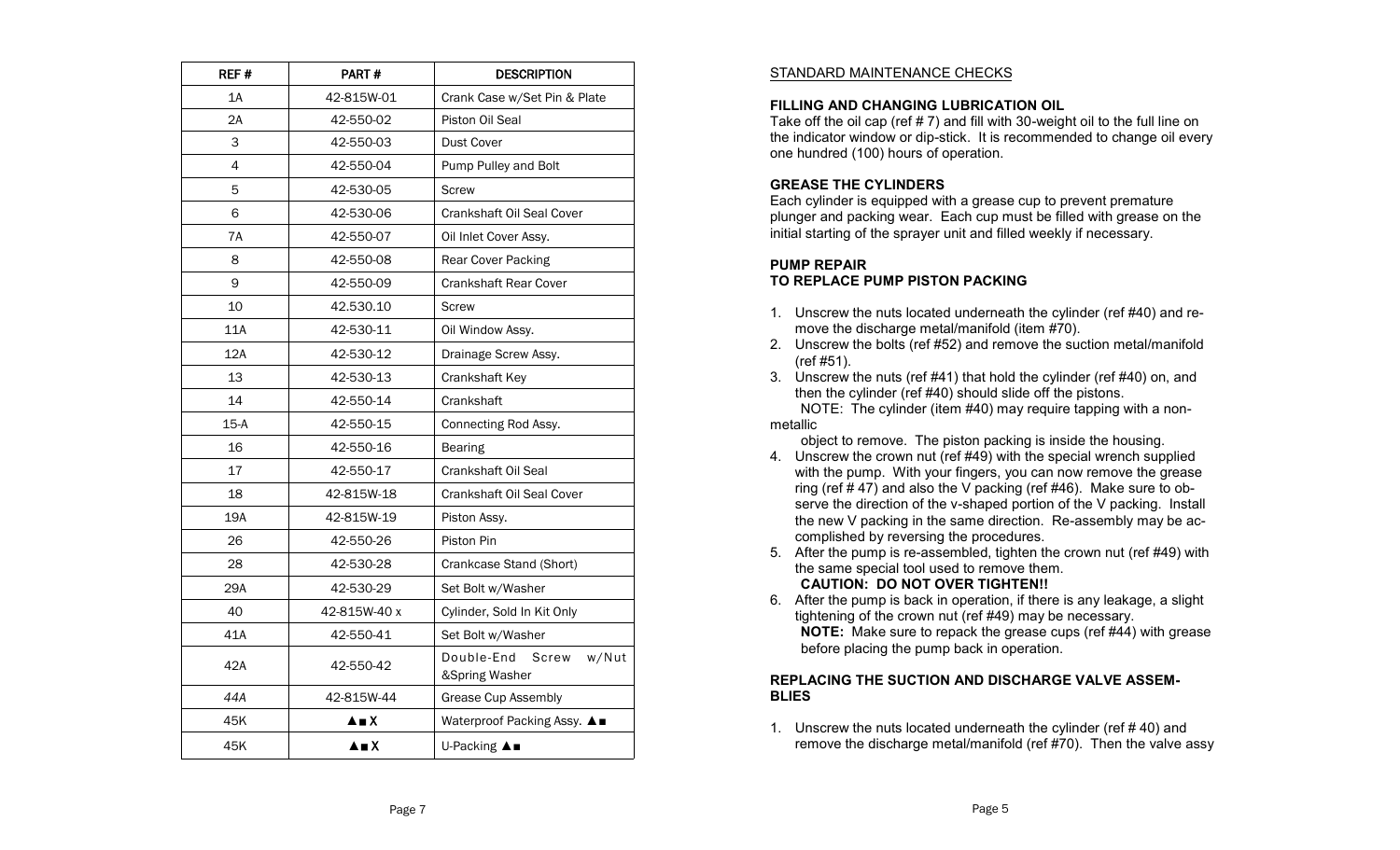| REF # | PART # | DESCRIPTION |
|---|---|---|
| 1A | 42-815W-01 | Crank Case w/Set Pin & Plate |
| 2A | 42-550-02 | Piston Oil Seal |
| 3 | 42-550-03 | Dust Cover |
| 4 | 42-550-04 | Pump Pulley and Bolt |
| 5 | 42-530-05 | Screw |
| 6 | 42-530-06 | Crankshaft Oil Seal Cover |
| 7A | 42-550-07 | Oil Inlet Cover Assy. |
| 8 | 42-550-08 | Rear Cover Packing |
| 9 | 42-550-09 | Crankshaft Rear Cover |
| 10 | 42.530.10 | Screw |
| 11A | 42-530-11 | Oil Window Assy. |
| 12A | 42-530-12 | Drainage Screw Assy. |
| 13 | 42-530-13 | Crankshaft Key |
| 14 | 42-550-14 | Crankshaft |
| 15-A | 42-550-15 | Connecting Rod Assy. |
| 16 | 42-550-16 | Bearing |
| 17 | 42-550-17 | Crankshaft Oil Seal |
| 18 | 42-815W-18 | Crankshaft Oil Seal Cover |
| 19A | 42-815W-19 | Piston Assy. |
| 26 | 42-550-26 | Piston Pin |
| 28 | 42-530-28 | Crankcase Stand (Short) |
| 29A | 42-530-29 | Set Bolt w/Washer |
| 40 | 42-815W-40 x | Cylinder, Sold In Kit Only |
| 41A | 42-550-41 | Set Bolt w/Washer |
| 42A | 42-550-42 | Double-End Screw w/Nut &Spring Washer |
| *44A* | 42-815W-44 | Grease Cup Assembly |
| 45K | ▲■X | Waterproof Packing Assy. ▲■ |
| 45K | ▲■X | U-Packing ▲■ |

STANDARD MAINTENANCE CHECKS

**FILLING AND CHANGING LUBRICATION OIL**

Take off the oil cap (ref # 7) and fill with 30-weight oil to the full line on the indicator window or dip-stick. It is recommended to change oil every one hundred (100) hours of operation.

**GREASE THE CYLINDERS**

Each cylinder is equipped with a grease cup to prevent premature plunger and packing wear. Each cup must be filled with grease on the initial starting of the sprayer unit and filled weekly if necessary.

**PUMP REPAIR**
**TO REPLACE PUMP PISTON PACKING**

1. Unscrew the nuts located underneath the cylinder (ref #40) and remove the discharge metal/manifold (item #70).
2. Unscrew the bolts (ref #52) and remove the suction metal/manifold (ref #51).
3. Unscrew the nuts (ref #41) that hold the cylinder (ref #40) on, and then the cylinder (ref #40) should slide off the pistons.
   NOTE: The cylinder (item #40) may require tapping with a non-metallic object to remove. The piston packing is inside the housing.
4. Unscrew the crown nut (ref #49) with the special wrench supplied with the pump. With your fingers, you can now remove the grease ring (ref # 47) and also the V packing (ref #46). Make sure to observe the direction of the v-shaped portion of the V packing. Install the new V packing in the same direction. Re-assembly may be accomplished by reversing the procedures.
5. After the pump is re-assembled, tighten the crown nut (ref #49) with the same special tool used to remove them.
   **CAUTION: DO NOT OVER TIGHTEN!!**
6. After the pump is back in operation, if there is any leakage, a slight tightening of the crown nut (ref #49) may be necessary.
   **NOTE:** Make sure to repack the grease cups (ref #44) with grease before placing the pump back in operation.

**REPLACING THE SUCTION AND DISCHARGE VALVE ASSEMBLIES**

1. Unscrew the nuts located underneath the cylinder (ref # 40) and remove the discharge metal/manifold (ref #70). Then the valve assy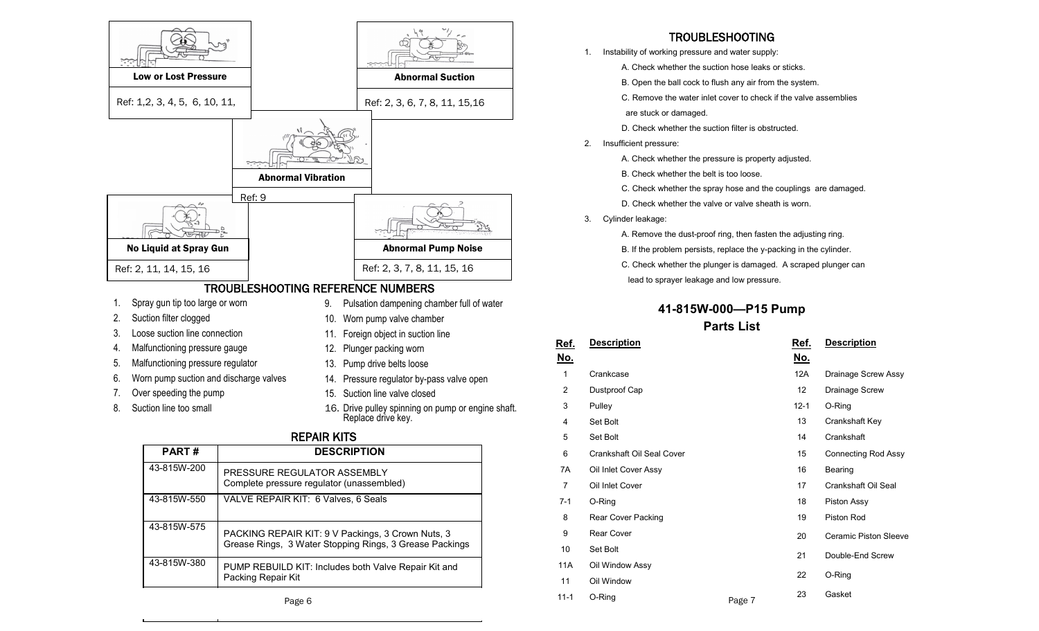**Low or Lost Pressure**

Ref: 1,2, 3, 4, 5, 6, 10, 11,

**Abnormal Suction**

Ref: 2, 3, 6, 7, 8, 11, 15,16

**Abnormal Vibration**

Ref: 9

**No Liquid at Spray Gun**

Ref: 2, 11, 14, 15, 16

**Abnormal Pump Noise**

Ref: 2, 3, 7, 8, 11, 15, 16

## TROUBLESHOOTING REFERENCE NUMBERS

1. Spray gun tip too large or worn
2. Suction filter clogged
3. Loose suction line connection
4. Malfunctioning pressure gauge
5. Malfunctioning pressure regulator
6. Worn pump suction and discharge valves
7. Over speeding the pump
8. Suction line too small
9. Pulsation dampening chamber full of water
10. Worn pump valve chamber
11. Foreign object in suction line
12. Plunger packing worn
13. Pump drive belts loose
14. Pressure regulator by-pass valve open
15. Suction line valve closed
16. Drive pulley spinning on pump or engine shaft. Replace drive key.

## REPAIR KITS

| PART # | DESCRIPTION |
|---|---|
| 43-815W-200 | PRESSURE REGULATOR ASSEMBLY<br>Complete pressure regulator (unassembled) |
| 43-815W-550 | VALVE REPAIR KIT: 6 Valves, 6 Seals |
| 43-815W-575 | PACKING REPAIR KIT: 9 V Packings, 3 Crown Nuts, 3 Grease Rings, 3 Water Stopping Rings, 3 Grease Packings |
| 43-815W-380 | PUMP REBUILD KIT: Includes both Valve Repair Kit and Packing Repair Kit |

## TROUBLESHOOTING

1. Instability of working pressure and water supply:
   - A. Check whether the suction hose leaks or sticks.
   - B. Open the ball cock to flush any air from the system.
   - C. Remove the water inlet cover to check if the valve assemblies are stuck or damaged.
   - D. Check whether the suction filter is obstructed.
2. Insufficient pressure:
   - A. Check whether the pressure is property adjusted.
   - B. Check whether the belt is too loose.
   - C. Check whether the spray hose and the couplings are damaged.
   - D. Check whether the valve or valve sheath is worn.
3. Cylinder leakage:
   - A. Remove the dust-proof ring, then fasten the adjusting ring.
   - B. If the problem persists, replace the y-packing in the cylinder.
   - C. Check whether the plunger is damaged. A scraped plunger can lead to sprayer leakage and low pressure.

## 41-815W-000—P15 Pump Parts List

| Ref. No. | Description | Ref. No. | Description |
|---|---|---|---|
| 1 | Crankcase | 12A | Drainage Screw Assy |
| 2 | Dustproof Cap | 12 | Drainage Screw |
| 3 | Pulley | 12-1 | O-Ring |
| 4 | Set Bolt | 13 | Crankshaft Key |
| 5 | Set Bolt | 14 | Crankshaft |
| 6 | Crankshaft Oil Seal Cover | 15 | Connecting Rod Assy |
| 7A | Oil Inlet Cover Assy | 16 | Bearing |
| 7 | Oil Inlet Cover | 17 | Crankshaft Oil Seal |
| 7-1 | O-Ring | 18 | Piston Assy |
| 8 | Rear Cover Packing | 19 | Piston Rod |
| 9 | Rear Cover | 20 | Ceramic Piston Sleeve |
| 10 | Set Bolt | 21 | Double-End Screw |
| 11A | Oil Window Assy | 22 | O-Ring |
| 11 | Oil Window | 23 | Gasket |
| 11-1 | O-Ring | | |